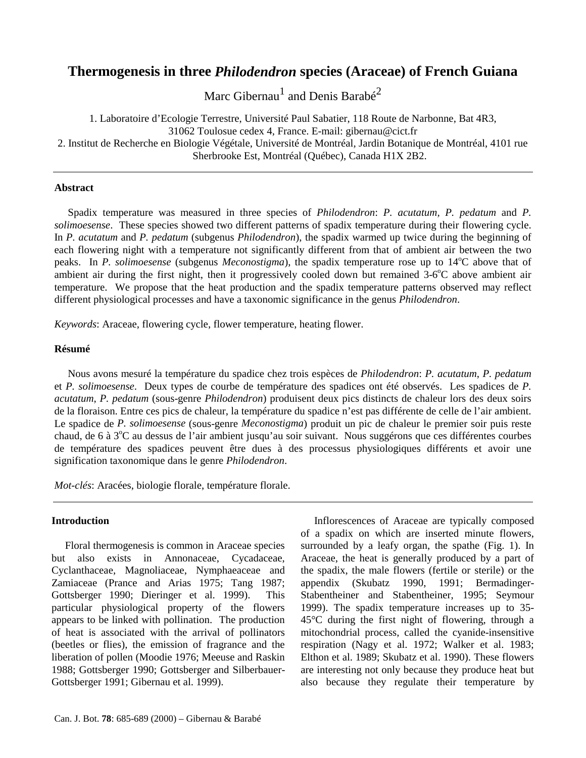# Thermogenesis in three *Philodendron* species (Araceae) of French Guiana

Marc Gibernau[1] and Denis Barabé[2]

1. Laboratoire d'Ecologie Terrestre, Université Paul Sabatier, 118 Route de Narbonne, Bat 4R3, 31062 Toulosue cedex 4, France. E-mail: gibernau@cict.fr
2. Institut de Recherche en Biologie Végétale, Université de Montréal, Jardin Botanique de Montréal, 4101 rue Sherbrooke Est, Montréal (Québec), Canada H1X 2B2.

---

### Abstract

Spadix temperature was measured in three species of *Philodendron*: *P. acutatum*, *P. pedatum* and *P. solimoesense*. These species showed two different patterns of spadix temperature during their flowering cycle. In *P. acutatum* and *P. pedatum* (subgenus *Philodendron*), the spadix warmed up twice during the beginning of each flowering night with a temperature not significantly different from that of ambient air between the two peaks. In *P. solimoesense* (subgenus *Meconostigma*), the spadix temperature rose up to 14°C above that of ambient air during the first night, then it progressively cooled down but remained 3-6°C above ambient air temperature. We propose that the heat production and the spadix temperature patterns observed may reflect different physiological processes and have a taxonomic significance in the genus *Philodendron*.

*Keywords*: Araceae, flowering cycle, flower temperature, heating flower.

### Résumé

Nous avons mesuré la température du spadice chez trois espèces de *Philodendron*: *P. acutatum*, *P. pedatum* et *P. solimoesense*. Deux types de courbe de température des spadices ont été observés. Les spadices de *P. acutatum*, *P. pedatum* (sous-genre *Philodendron*) produisent deux pics distincts de chaleur lors des deux soirs de la floraison. Entre ces pics de chaleur, la température du spadice n'est pas différente de celle de l'air ambiant. Le spadice de *P. solimoesense* (sous-genre *Meconostigma*) produit un pic de chaleur le premier soir puis reste chaud, de 6 à 3°C au dessus de l'air ambient jusqu'au soir suivant. Nous suggérons que ces différentes courbes de température des spadices peuvent être dues à des processus physiologiques différents et avoir une signification taxonomique dans le genre *Philodendron*.

*Mot-clés*: Aracées, biologie florale, température florale.

---

### Introduction

Floral thermogenesis is common in Araceae species but also exists in Annonaceae, Cycadaceae, Cyclanthaceae, Magnoliaceae, Nymphaeaceae and Zamiaceae (Prance and Arias 1975; Tang 1987; Gottsberger 1990; Dieringer et al. 1999). This particular physiological property of the flowers appears to be linked with pollination. The production of heat is associated with the arrival of pollinators (beetles or flies), the emission of fragrance and the liberation of pollen (Moodie 1976; Meeuse and Raskin 1988; Gottsberger 1990; Gottsberger and Silberbauer-Gottsberger 1991; Gibernau et al. 1999).

Inflorescences of Araceae are typically composed of a spadix on which are inserted minute flowers, surrounded by a leafy organ, the spathe (Fig. 1). In Araceae, the heat is generally produced by a part of the spadix, the male flowers (fertile or sterile) or the appendix (Skubatz 1990, 1991; Bermadinger-Stabentheiner and Stabentheiner, 1995; Seymour 1999). The spadix temperature increases up to 35-45°C during the first night of flowering, through a mitochondrial process, called the cyanide-insensitive respiration (Nagy et al. 1972; Walker et al. 1983; Elthon et al. 1989; Skubatz et al. 1990). These flowers are interesting not only because they produce heat but also because they regulate their temperature by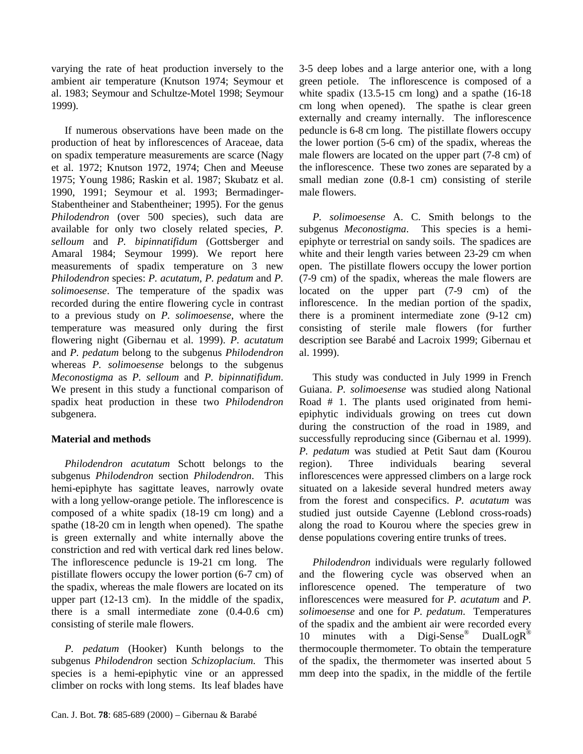varying the rate of heat production inversely to the ambient air temperature (Knutson 1974; Seymour et al. 1983; Seymour and Schultze-Motel 1998; Seymour 1999).

If numerous observations have been made on the production of heat by inflorescences of Araceae, data on spadix temperature measurements are scarce (Nagy et al. 1972; Knutson 1972, 1974; Chen and Meeuse 1975; Young 1986; Raskin et al. 1987; Skubatz et al. 1990, 1991; Seymour et al. 1993; Bermadinger-Stabentheiner and Stabentheiner; 1995). For the genus *Philodendron* (over 500 species), such data are available for only two closely related species, *P. selloum* and *P. bipinnatifidum* (Gottsberger and Amaral 1984; Seymour 1999). We report here measurements of spadix temperature on 3 new *Philodendron* species: *P. acutatum*, *P. pedatum* and *P. solimoesense*. The temperature of the spadix was recorded during the entire flowering cycle in contrast to a previous study on *P. solimoesense*, where the temperature was measured only during the first flowering night (Gibernau et al. 1999). *P. acutatum* and *P. pedatum* belong to the subgenus *Philodendron* whereas *P. solimoesense* belongs to the subgenus *Meconostigma* as *P. selloum* and *P. bipinnatifidum*. We present in this study a functional comparison of spadix heat production in these two *Philodendron* subgenera.

## Material and methods

*Philodendron acutatum* Schott belongs to the subgenus *Philodendron* section *Philodendron*. This hemi-epiphyte has sagittate leaves, narrowly ovate with a long yellow-orange petiole. The inflorescence is composed of a white spadix (18-19 cm long) and a spathe (18-20 cm in length when opened). The spathe is green externally and white internally above the constriction and red with vertical dark red lines below. The inflorescence peduncle is 19-21 cm long. The pistillate flowers occupy the lower portion (6-7 cm) of the spadix, whereas the male flowers are located on its upper part (12-13 cm). In the middle of the spadix, there is a small intermediate zone (0.4-0.6 cm) consisting of sterile male flowers.

*P. pedatum* (Hooker) Kunth belongs to the subgenus *Philodendron* section *Schizoplacium*. This species is a hemi-epiphytic vine or an appressed climber on rocks with long stems. Its leaf blades have 3-5 deep lobes and a large anterior one, with a long green petiole. The inflorescence is composed of a white spadix (13.5-15 cm long) and a spathe (16-18 cm long when opened). The spathe is clear green externally and creamy internally. The inflorescence peduncle is 6-8 cm long. The pistillate flowers occupy the lower portion (5-6 cm) of the spadix, whereas the male flowers are located on the upper part (7-8 cm) of the inflorescence. These two zones are separated by a small median zone (0.8-1 cm) consisting of sterile male flowers.

*P. solimoesense* A. C. Smith belongs to the subgenus *Meconostigma*. This species is a hemi-epiphyte or terrestrial on sandy soils. The spadices are white and their length varies between 23-29 cm when open. The pistillate flowers occupy the lower portion (7-9 cm) of the spadix, whereas the male flowers are located on the upper part (7-9 cm) of the inflorescence. In the median portion of the spadix, there is a prominent intermediate zone (9-12 cm) consisting of sterile male flowers (for further description see Barabé and Lacroix 1999; Gibernau et al. 1999).

This study was conducted in July 1999 in French Guiana. *P. solimoesense* was studied along National Road # 1. The plants used originated from hemi-epiphytic individuals growing on trees cut down during the construction of the road in 1989, and successfully reproducing since (Gibernau et al. 1999). *P. pedatum* was studied at Petit Saut dam (Kourou region). Three individuals bearing several inflorescences were appressed climbers on a large rock situated on a lakeside several hundred meters away from the forest and conspecifics. *P. acutatum* was studied just outside Cayenne (Leblond cross-roads) along the road to Kourou where the species grew in dense populations covering entire trunks of trees.

*Philodendron* individuals were regularly followed and the flowering cycle was observed when an inflorescence opened. The temperature of two inflorescences were measured for *P. acutatum* and *P. solimoesense* and one for *P. pedatum*. Temperatures of the spadix and the ambient air were recorded every 10 minutes with a Digi-Sense® DualLogR® thermocouple thermometer. To obtain the temperature of the spadix, the thermometer was inserted about 5 mm deep into the spadix, in the middle of the fertile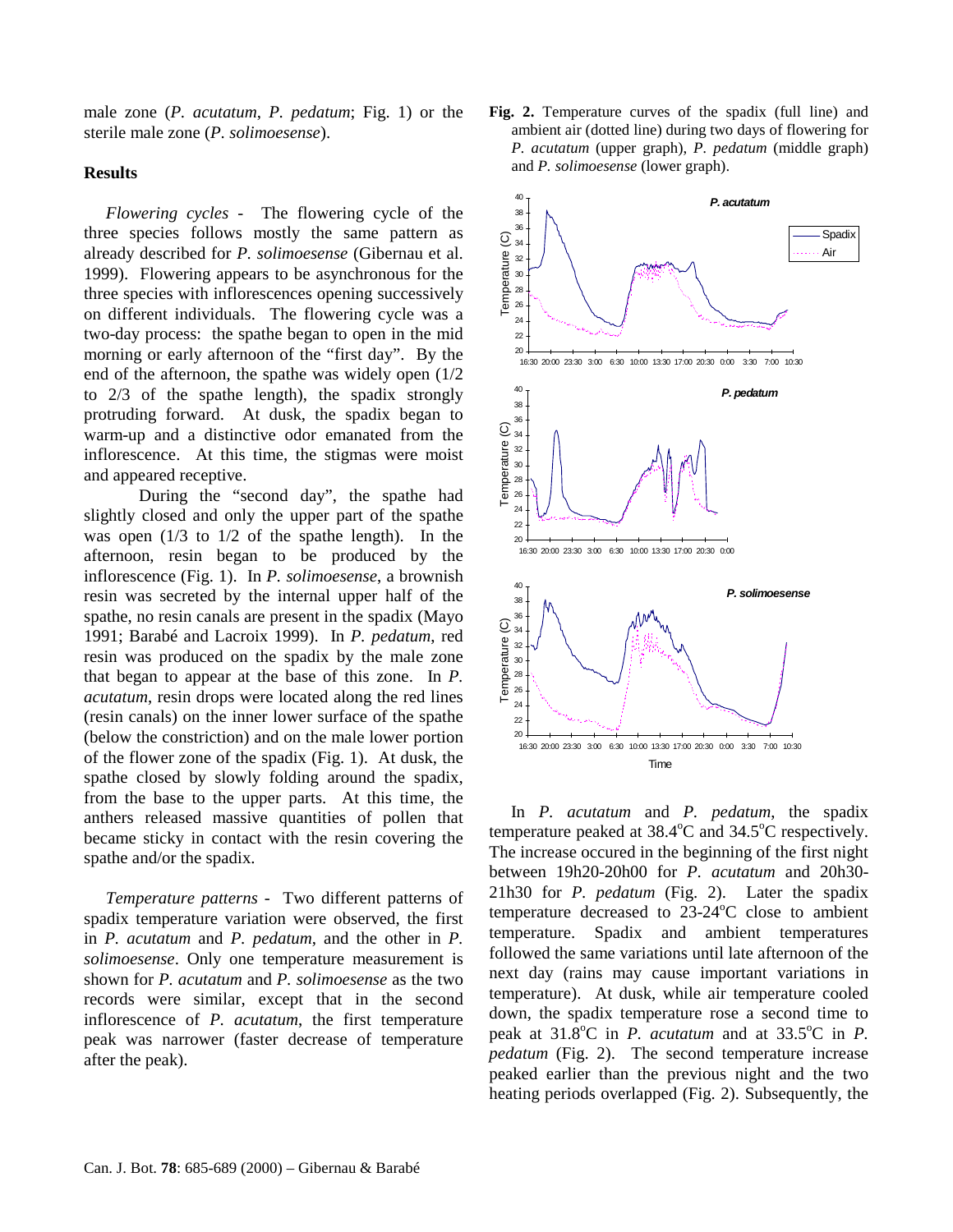male zone (*P. acutatum*, *P. pedatum*; Fig. 1) or the sterile male zone (*P. solimoesense*).

## Results

*Flowering cycles* - The flowering cycle of the three species follows mostly the same pattern as already described for *P. solimoesense* (Gibernau et al. 1999). Flowering appears to be asynchronous for the three species with inflorescences opening successively on different individuals. The flowering cycle was a two-day process: the spathe began to open in the mid morning or early afternoon of the "first day". By the end of the afternoon, the spathe was widely open (1/2 to 2/3 of the spathe length), the spadix strongly protruding forward. At dusk, the spadix began to warm-up and a distinctive odor emanated from the inflorescence. At this time, the stigmas were moist and appeared receptive.

During the "second day", the spathe had slightly closed and only the upper part of the spathe was open (1/3 to 1/2 of the spathe length). In the afternoon, resin began to be produced by the inflorescence (Fig. 1). In *P. solimoesense*, a brownish resin was secreted by the internal upper half of the spathe, no resin canals are present in the spadix (Mayo 1991; Barabé and Lacroix 1999). In *P. pedatum*, red resin was produced on the spadix by the male zone that began to appear at the base of this zone. In *P. acutatum*, resin drops were located along the red lines (resin canals) on the inner lower surface of the spathe (below the constriction) and on the male lower portion of the flower zone of the spadix (Fig. 1). At dusk, the spathe closed by slowly folding around the spadix, from the base to the upper parts. At this time, the anthers released massive quantities of pollen that became sticky in contact with the resin covering the spathe and/or the spadix.

*Temperature patterns* - Two different patterns of spadix temperature variation were observed, the first in *P. acutatum* and *P. pedatum*, and the other in *P. solimoesense*. Only one temperature measurement is shown for *P. acutatum* and *P. solimoesense* as the two records were similar, except that in the second inflorescence of *P. acutatum*, the first temperature peak was narrower (faster decrease of temperature after the peak).

**Fig. 2.** Temperature curves of the spadix (full line) and ambient air (dotted line) during two days of flowering for *P. acutatum* (upper graph), *P. pedatum* (middle graph) and *P. solimoesense* (lower graph).

In *P. acutatum* and *P. pedatum*, the spadix temperature peaked at 38.4°C and 34.5°C respectively. The increase occured in the beginning of the first night between 19h20-20h00 for *P. acutatum* and 20h30-21h30 for *P. pedatum* (Fig. 2). Later the spadix temperature decreased to 23-24°C close to ambient temperature. Spadix and ambient temperatures followed the same variations until late afternoon of the next day (rains may cause important variations in temperature). At dusk, while air temperature cooled down, the spadix temperature rose a second time to peak at 31.8°C in *P. acutatum* and at 33.5°C in *P. pedatum* (Fig. 2). The second temperature increase peaked earlier than the previous night and the two heating periods overlapped (Fig. 2). Subsequently, the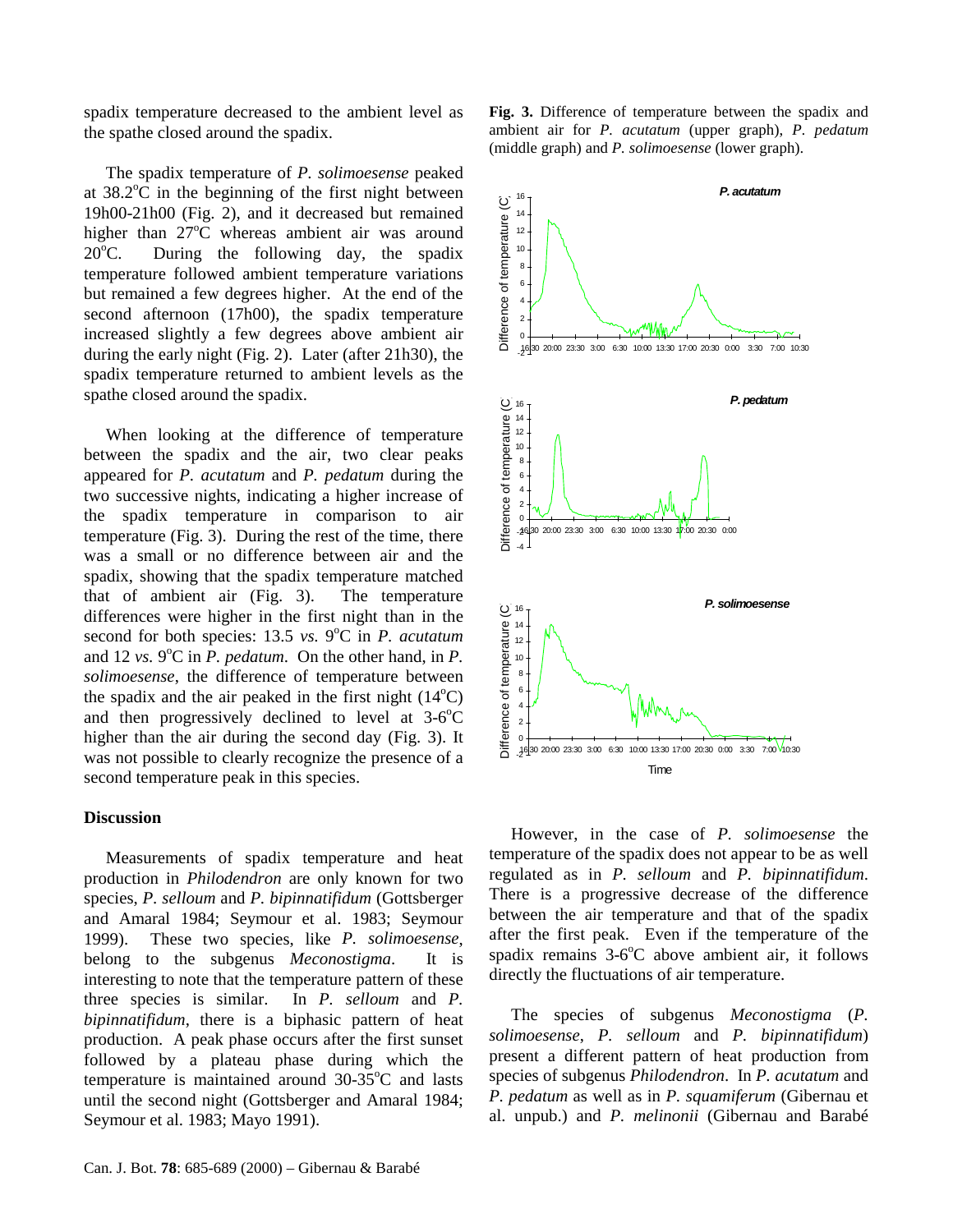spadix temperature decreased to the ambient level as the spathe closed around the spadix.

The spadix temperature of *P. solimoesense* peaked at 38.2°C in the beginning of the first night between 19h00-21h00 (Fig. 2), and it decreased but remained higher than 27°C whereas ambient air was around 20°C. During the following day, the spadix temperature followed ambient temperature variations but remained a few degrees higher. At the end of the second afternoon (17h00), the spadix temperature increased slightly a few degrees above ambient air during the early night (Fig. 2). Later (after 21h30), the spadix temperature returned to ambient levels as the spathe closed around the spadix.

When looking at the difference of temperature between the spadix and the air, two clear peaks appeared for *P. acutatum* and *P. pedatum* during the two successive nights, indicating a higher increase of the spadix temperature in comparison to air temperature (Fig. 3). During the rest of the time, there was a small or no difference between air and the spadix, showing that the spadix temperature matched that of ambient air (Fig. 3). The temperature differences were higher in the first night than in the second for both species: 13.5 *vs.* 9°C in *P. acutatum* and 12 *vs.* 9°C in *P. pedatum*. On the other hand, in *P. solimoesense*, the difference of temperature between the spadix and the air peaked in the first night (14°C) and then progressively declined to level at 3-6°C higher than the air during the second day (Fig. 3). It was not possible to clearly recognize the presence of a second temperature peak in this species.

**Fig. 3.** Difference of temperature between the spadix and ambient air for *P. acutatum* (upper graph), *P. pedatum* (middle graph) and *P. solimoesense* (lower graph).

## Discussion

Measurements of spadix temperature and heat production in *Philodendron* are only known for two species, *P. selloum* and *P. bipinnatifidum* (Gottsberger and Amaral 1984; Seymour et al. 1983; Seymour 1999). These two species, like *P. solimoesense*, belong to the subgenus *Meconostigma*. It is interesting to note that the temperature pattern of these three species is similar. In *P. selloum* and *P. bipinnatifidum*, there is a biphasic pattern of heat production. A peak phase occurs after the first sunset followed by a plateau phase during which the temperature is maintained around 30-35°C and lasts until the second night (Gottsberger and Amaral 1984; Seymour et al. 1983; Mayo 1991).

However, in the case of *P. solimoesense* the temperature of the spadix does not appear to be as well regulated as in *P. selloum* and *P. bipinnatifidum*. There is a progressive decrease of the difference between the air temperature and that of the spadix after the first peak. Even if the temperature of the spadix remains 3-6°C above ambient air, it follows directly the fluctuations of air temperature.

The species of subgenus *Meconostigma* (*P. solimoesense*, *P. selloum* and *P. bipinnatifidum*) present a different pattern of heat production from species of subgenus *Philodendron*. In *P. acutatum* and *P. pedatum* as well as in *P. squamiferum* (Gibernau et al. unpub.) and *P. melinonii* (Gibernau and Barabé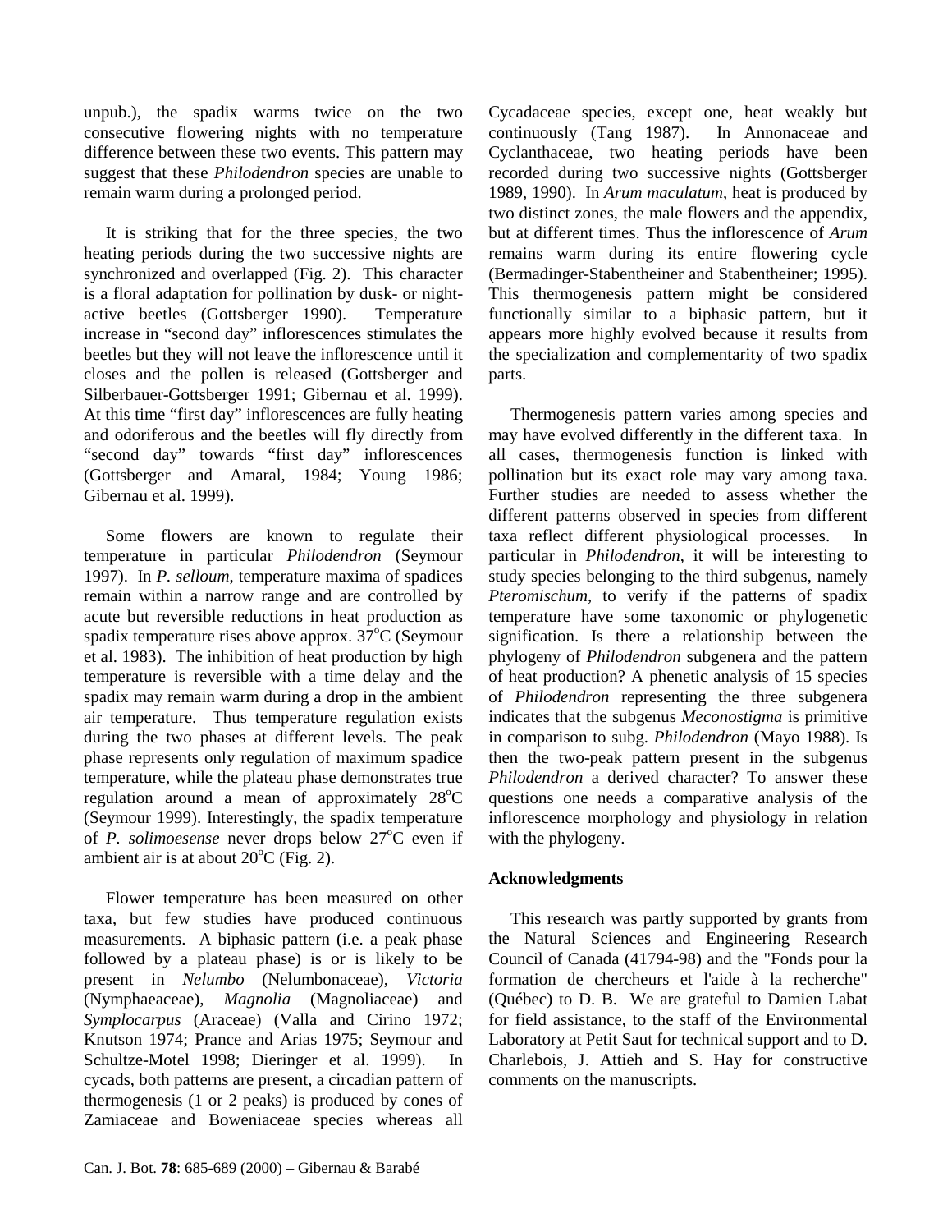unpub.), the spadix warms twice on the two consecutive flowering nights with no temperature difference between these two events. This pattern may suggest that these *Philodendron* species are unable to remain warm during a prolonged period.

It is striking that for the three species, the two heating periods during the two successive nights are synchronized and overlapped (Fig. 2). This character is a floral adaptation for pollination by dusk- or night-active beetles (Gottsberger 1990). Temperature increase in "second day" inflorescences stimulates the beetles but they will not leave the inflorescence until it closes and the pollen is released (Gottsberger and Silberbauer-Gottsberger 1991; Gibernau et al. 1999). At this time "first day" inflorescences are fully heating and odoriferous and the beetles will fly directly from "second day" towards "first day" inflorescences (Gottsberger and Amaral, 1984; Young 1986; Gibernau et al. 1999).

Some flowers are known to regulate their temperature in particular *Philodendron* (Seymour 1997). In *P. selloum*, temperature maxima of spadices remain within a narrow range and are controlled by acute but reversible reductions in heat production as spadix temperature rises above approx. 37°C (Seymour et al. 1983). The inhibition of heat production by high temperature is reversible with a time delay and the spadix may remain warm during a drop in the ambient air temperature. Thus temperature regulation exists during the two phases at different levels. The peak phase represents only regulation of maximum spadice temperature, while the plateau phase demonstrates true regulation around a mean of approximately 28°C (Seymour 1999). Interestingly, the spadix temperature of *P. solimoesense* never drops below 27°C even if ambient air is at about 20°C (Fig. 2).

Flower temperature has been measured on other taxa, but few studies have produced continuous measurements. A biphasic pattern (i.e. a peak phase followed by a plateau phase) is or is likely to be present in *Nelumbo* (Nelumbonaceae), *Victoria* (Nymphaeaceae), *Magnolia* (Magnoliaceae) and *Symplocarpus* (Araceae) (Valla and Cirino 1972; Knutson 1974; Prance and Arias 1975; Seymour and Schultze-Motel 1998; Dieringer et al. 1999). In cycads, both patterns are present, a circadian pattern of thermogenesis (1 or 2 peaks) is produced by cones of Zamiaceae and Boweniaceae species whereas all Cycadaceae species, except one, heat weakly but continuously (Tang 1987). In Annonaceae and Cyclanthaceae, two heating periods have been recorded during two successive nights (Gottsberger 1989, 1990). In *Arum maculatum*, heat is produced by two distinct zones, the male flowers and the appendix, but at different times. Thus the inflorescence of *Arum* remains warm during its entire flowering cycle (Bermadinger-Stabentheiner and Stabentheiner; 1995). This thermogenesis pattern might be considered functionally similar to a biphasic pattern, but it appears more highly evolved because it results from the specialization and complementarity of two spadix parts.

Thermogenesis pattern varies among species and may have evolved differently in the different taxa. In all cases, thermogenesis function is linked with pollination but its exact role may vary among taxa. Further studies are needed to assess whether the different patterns observed in species from different taxa reflect different physiological processes. In particular in *Philodendron*, it will be interesting to study species belonging to the third subgenus, namely *Pteromischum*, to verify if the patterns of spadix temperature have some taxonomic or phylogenetic signification. Is there a relationship between the phylogeny of *Philodendron* subgenera and the pattern of heat production? A phenetic analysis of 15 species of *Philodendron* representing the three subgenera indicates that the subgenus *Meconostigma* is primitive in comparison to subg. *Philodendron* (Mayo 1988). Is then the two-peak pattern present in the subgenus *Philodendron* a derived character? To answer these questions one needs a comparative analysis of the inflorescence morphology and physiology in relation with the phylogeny.

**Acknowledgments**

This research was partly supported by grants from the Natural Sciences and Engineering Research Council of Canada (41794-98) and the "Fonds pour la formation de chercheurs et l'aide à la recherche" (Québec) to D. B. We are grateful to Damien Labat for field assistance, to the staff of the Environmental Laboratory at Petit Saut for technical support and to D. Charlebois, J. Attieh and S. Hay for constructive comments on the manuscripts.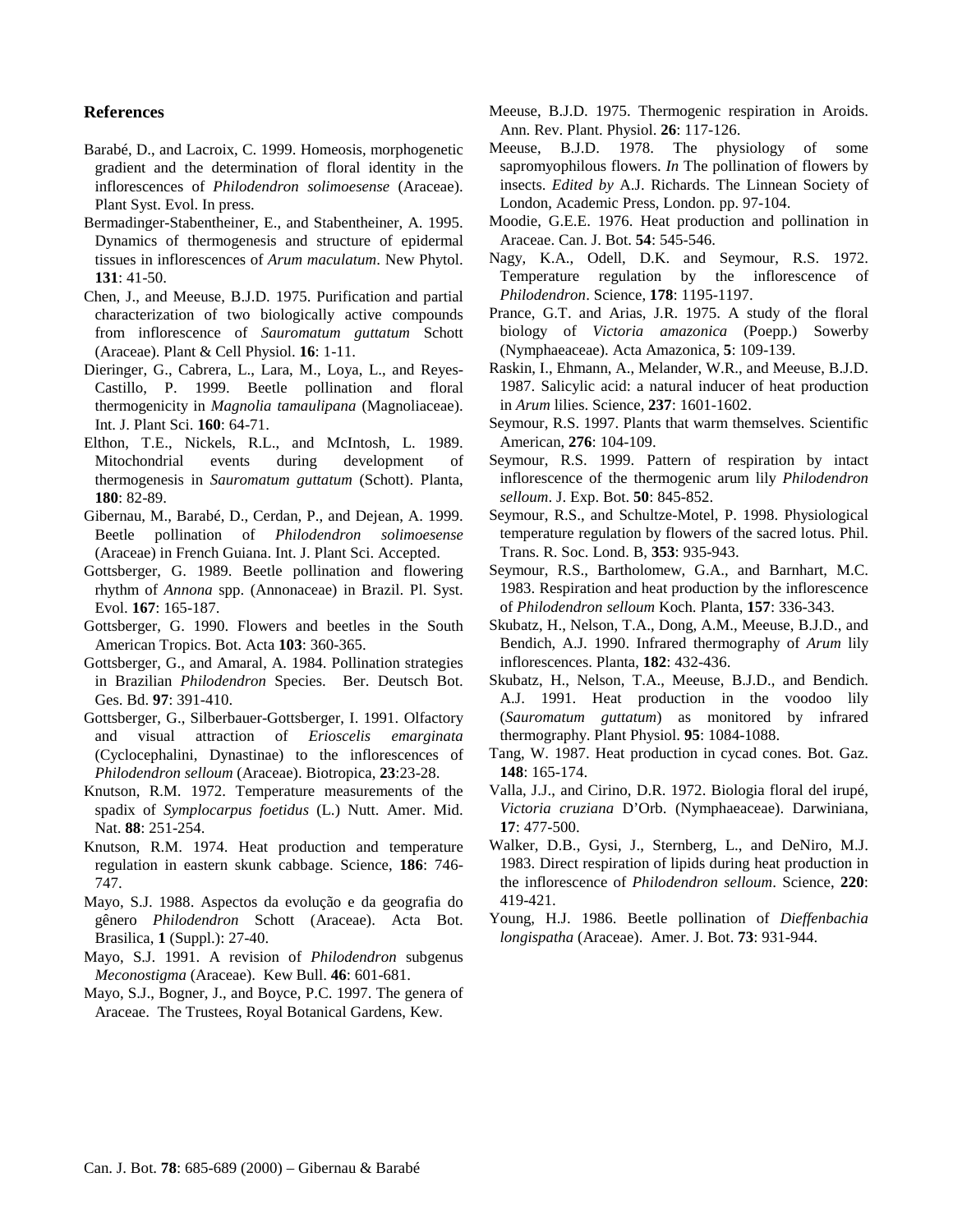## References

Barabé, D., and Lacroix, C. 1999. Homeosis, morphogenetic gradient and the determination of floral identity in the inflorescences of *Philodendron solimoesense* (Araceae). Plant Syst. Evol. In press.

Bermadinger-Stabentheiner, E., and Stabentheiner, A. 1995. Dynamics of thermogenesis and structure of epidermal tissues in inflorescences of *Arum maculatum*. New Phytol. **131**: 41-50.

Chen, J., and Meeuse, B.J.D. 1975. Purification and partial characterization of two biologically active compounds from inflorescence of *Sauromatum guttatum* Schott (Araceae). Plant & Cell Physiol. **16**: 1-11.

Dieringer, G., Cabrera, L., Lara, M., Loya, L., and Reyes-Castillo, P. 1999. Beetle pollination and floral thermogenicity in *Magnolia tamaulipana* (Magnoliaceae). Int. J. Plant Sci. **160**: 64-71.

Elthon, T.E., Nickels, R.L., and McIntosh, L. 1989. Mitochondrial events during development of thermogenesis in *Sauromatum guttatum* (Schott). Planta, **180**: 82-89.

Gibernau, M., Barabé, D., Cerdan, P., and Dejean, A. 1999. Beetle pollination of *Philodendron solimoesense* (Araceae) in French Guiana. Int. J. Plant Sci. Accepted.

Gottsberger, G. 1989. Beetle pollination and flowering rhythm of *Annona* spp. (Annonaceae) in Brazil. Pl. Syst. Evol. **167**: 165-187.

Gottsberger, G. 1990. Flowers and beetles in the South American Tropics. Bot. Acta **103**: 360-365.

Gottsberger, G., and Amaral, A. 1984. Pollination strategies in Brazilian *Philodendron* Species. Ber. Deutsch Bot. Ges. Bd. **97**: 391-410.

Gottsberger, G., Silberbauer-Gottsberger, I. 1991. Olfactory and visual attraction of *Erioscelis emarginata* (Cyclocephalini, Dynastinae) to the inflorescences of *Philodendron selloum* (Araceae). Biotropica, **23**:23-28.

Knutson, R.M. 1972. Temperature measurements of the spadix of *Symplocarpus foetidus* (L.) Nutt. Amer. Mid. Nat. **88**: 251-254.

Knutson, R.M. 1974. Heat production and temperature regulation in eastern skunk cabbage. Science, **186**: 746-747.

Mayo, S.J. 1988. Aspectos da evolução e da geografia do gênero *Philodendron* Schott (Araceae). Acta Bot. Brasilica, **1** (Suppl.): 27-40.

Mayo, S.J. 1991. A revision of *Philodendron* subgenus *Meconostigma* (Araceae). Kew Bull. **46**: 601-681.

Mayo, S.J., Bogner, J., and Boyce, P.C. 1997. The genera of Araceae. The Trustees, Royal Botanical Gardens, Kew.

Meeuse, B.J.D. 1975. Thermogenic respiration in Aroids. Ann. Rev. Plant. Physiol. **26**: 117-126.

Meeuse, B.J.D. 1978. The physiology of some sapromyophilous flowers. *In* The pollination of flowers by insects. *Edited by* A.J. Richards. The Linnean Society of London, Academic Press, London. pp. 97-104.

Moodie, G.E.E. 1976. Heat production and pollination in Araceae. Can. J. Bot. **54**: 545-546.

Nagy, K.A., Odell, D.K. and Seymour, R.S. 1972. Temperature regulation by the inflorescence of *Philodendron*. Science, **178**: 1195-1197.

Prance, G.T. and Arias, J.R. 1975. A study of the floral biology of *Victoria amazonica* (Poepp.) Sowerby (Nymphaeaceae). Acta Amazonica, **5**: 109-139.

Raskin, I., Ehmann, A., Melander, W.R., and Meeuse, B.J.D. 1987. Salicylic acid: a natural inducer of heat production in *Arum* lilies. Science, **237**: 1601-1602.

Seymour, R.S. 1997. Plants that warm themselves. Scientific American, **276**: 104-109.

Seymour, R.S. 1999. Pattern of respiration by intact inflorescence of the thermogenic arum lily *Philodendron selloum*. J. Exp. Bot. **50**: 845-852.

Seymour, R.S., and Schultze-Motel, P. 1998. Physiological temperature regulation by flowers of the sacred lotus. Phil. Trans. R. Soc. Lond. B, **353**: 935-943.

Seymour, R.S., Bartholomew, G.A., and Barnhart, M.C. 1983. Respiration and heat production by the inflorescence of *Philodendron selloum* Koch. Planta, **157**: 336-343.

Skubatz, H., Nelson, T.A., Dong, A.M., Meeuse, B.J.D., and Bendich, A.J. 1990. Infrared thermography of *Arum* lily inflorescences. Planta, **182**: 432-436.

Skubatz, H., Nelson, T.A., Meeuse, B.J.D., and Bendich. A.J. 1991. Heat production in the voodoo lily (*Sauromatum guttatum*) as monitored by infrared thermography. Plant Physiol. **95**: 1084-1088.

Tang, W. 1987. Heat production in cycad cones. Bot. Gaz. **148**: 165-174.

Valla, J.J., and Cirino, D.R. 1972. Biologia floral del irupé, *Victoria cruziana* D'Orb. (Nymphaeaceae). Darwiniana, **17**: 477-500.

Walker, D.B., Gysi, J., Sternberg, L., and DeNiro, M.J. 1983. Direct respiration of lipids during heat production in the inflorescence of *Philodendron selloum*. Science, **220**: 419-421.

Young, H.J. 1986. Beetle pollination of *Dieffenbachia longispatha* (Araceae). Amer. J. Bot. **73**: 931-944.